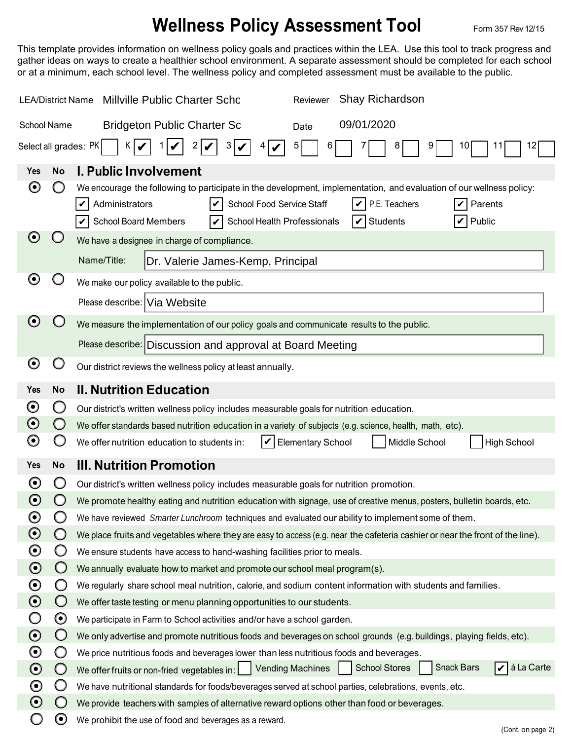# Wellness Policy Assessment Tool

Form 357 Rev 12/15

This template provides information on wellness policy goals and practices within the LEA. Use this tool to track progress and gather ideas on ways to create a healthier school environment. A separate assessment should be completed for each school or at a minimum, each school level. The wellness policy and completed assessment must be available to the public.

LEA/District Name: Millville Public Charter Scho

Reviewer: Shay Richardson

School Name: Bridgeton Public Charter Sc

Date: 09/01/2020

Select all grades: PK ☐ K ☑ 1 ☑ 2 ☑ 3 ☑ 4 ☑ 5 ☐ 6 ☐ 7 ☐ 8 ☐ 9 ☐ 10 ☐ 11 ☐ 12 ☐

## I. Public Involvement

| Yes | No | |
|---|---|---|
| ◉ | ○ | We encourage the following to participate in the development, implementation, and evaluation of our wellness policy: ☑ Administrators ☑ School Food Service Staff ☑ P.E. Teachers ☑ Parents ☑ School Board Members ☑ School Health Professionals ☑ Students ☑ Public |
| ◉ | ○ | We have a designee in charge of compliance. Name/Title: Dr. Valerie James-Kemp, Principal |
| ◉ | ○ | We make our policy available to the public. Please describe: Via Website |
| ◉ | ○ | We measure the implementation of our policy goals and communicate results to the public. Please describe: Discussion and approval at Board Meeting |
| ◉ | ○ | Our district reviews the wellness policy at least annually. |

## II. Nutrition Education

| Yes | No | |
|---|---|---|
| ◉ | ○ | Our district's written wellness policy includes measurable goals for nutrition education. |
| ◉ | ○ | We offer standards based nutrition education in a variety of subjects (e.g. science, health, math, etc). |
| ◉ | ○ | We offer nutrition education to students in: ☑ Elementary School ☐ Middle School ☐ High School |

## III. Nutrition Promotion

| Yes | No | |
|---|---|---|
| ◉ | ○ | Our district's written wellness policy includes measurable goals for nutrition promotion. |
| ◉ | ○ | We promote healthy eating and nutrition education with signage, use of creative menus, posters, bulletin boards, etc. |
| ◉ | ○ | We have reviewed *Smarter Lunchroom* techniques and evaluated our ability to implement some of them. |
| ◉ | ○ | We place fruits and vegetables where they are easy to access (e.g. near the cafeteria cashier or near the front of the line). |
| ◉ | ○ | We ensure students have access to hand-washing facilities prior to meals. |
| ◉ | ○ | We annually evaluate how to market and promote our school meal program(s). |
| ◉ | ○ | We regularly share school meal nutrition, calorie, and sodium content information with students and families. |
| ◉ | ○ | We offer taste testing or menu planning opportunities to our students. |
| ○ | ◉ | We participate in Farm to School activities and/or have a school garden. |
| ◉ | ○ | We only advertise and promote nutritious foods and beverages on school grounds (e.g. buildings, playing fields, etc). |
| ◉ | ○ | We price nutritious foods and beverages lower than less nutritious foods and beverages. |
| ◉ | ○ | We offer fruits or non-fried vegetables in: ☐ Vending Machines ☐ School Stores ☐ Snack Bars ☑ à La Carte |
| ◉ | ○ | We have nutritional standards for foods/beverages served at school parties, celebrations, events, etc. |
| ◉ | ○ | We provide teachers with samples of alternative reward options other than food or beverages. |
| ○ | ◉ | We prohibit the use of food and beverages as a reward. |

(Cont. on page 2)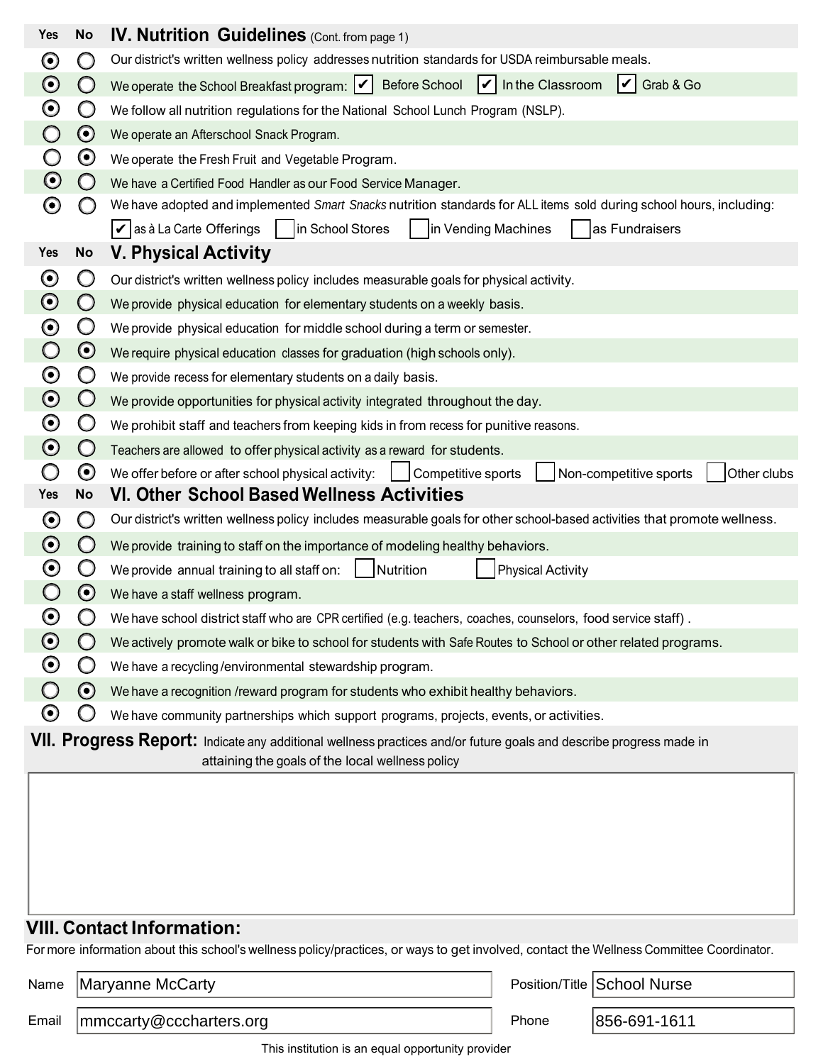| Yes | No | IV. Nutrition Guidelines (Cont. from page 1) |
|---|---|---|
| ◉ | ○ | Our district's written wellness policy addresses nutrition standards for USDA reimbursable meals. |
| ◉ | ○ | We operate the School Breakfast program: ☑ Before School ☑ In the Classroom ☑ Grab & Go |
| ◉ | ○ | We follow all nutrition regulations for the National School Lunch Program (NSLP). |
| ○ | ◉ | We operate an Afterschool Snack Program. |
| ○ | ◉ | We operate the Fresh Fruit and Vegetable Program. |
| ◉ | ○ | We have a Certified Food Handler as our Food Service Manager. |
| ◉ | ○ | We have adopted and implemented *Smart Snacks* nutrition standards for ALL items sold during school hours, including: ☑ as à La Carte Offerings ☐ in School Stores ☐ in Vending Machines ☐ as Fundraisers |

| Yes | No | V. Physical Activity |
|---|---|---|
| ◉ | ○ | Our district's written wellness policy includes measurable goals for physical activity. |
| ◉ | ○ | We provide physical education for elementary students on a weekly basis. |
| ◉ | ○ | We provide physical education for middle school during a term or semester. |
| ○ | ◉ | We require physical education classes for graduation (high schools only). |
| ◉ | ○ | We provide recess for elementary students on a daily basis. |
| ◉ | ○ | We provide opportunities for physical activity integrated throughout the day. |
| ◉ | ○ | We prohibit staff and teachers from keeping kids in from recess for punitive reasons. |
| ◉ | ○ | Teachers are allowed to offer physical activity as a reward for students. |
| ○ | ◉ | We offer before or after school physical activity: ☐ Competitive sports ☐ Non-competitive sports ☐ Other clubs |

| Yes | No | VI. Other School Based Wellness Activities |
|---|---|---|
| ◉ | ○ | Our district's written wellness policy includes measurable goals for other school-based activities that promote wellness. |
| ◉ | ○ | We provide training to staff on the importance of modeling healthy behaviors. |
| ◉ | ○ | We provide annual training to all staff on: ☐ Nutrition ☐ Physical Activity |
| ○ | ◉ | We have a staff wellness program. |
| ◉ | ○ | We have school district staff who are CPR certified (e.g. teachers, coaches, counselors, food service staff) . |
| ◉ | ○ | We actively promote walk or bike to school for students with Safe Routes to School or other related programs. |
| ◉ | ○ | We have a recycling /environmental stewardship program. |
| ○ | ◉ | We have a recognition /reward program for students who exhibit healthy behaviors. |
| ◉ | ○ | We have community partnerships which support programs, projects, events, or activities. |

## VII. Progress Report:

Indicate any additional wellness practices and/or future goals and describe progress made in attaining the goals of the local wellness policy

## VIII. Contact Information:

For more information about this school's wellness policy/practices, or ways to get involved, contact the Wellness Committee Coordinator.

Name: Maryanne McCarty

Position/Title: School Nurse

Email: mmccarty@cccharters.org

Phone: 856-691-1611

This institution is an equal opportunity provider